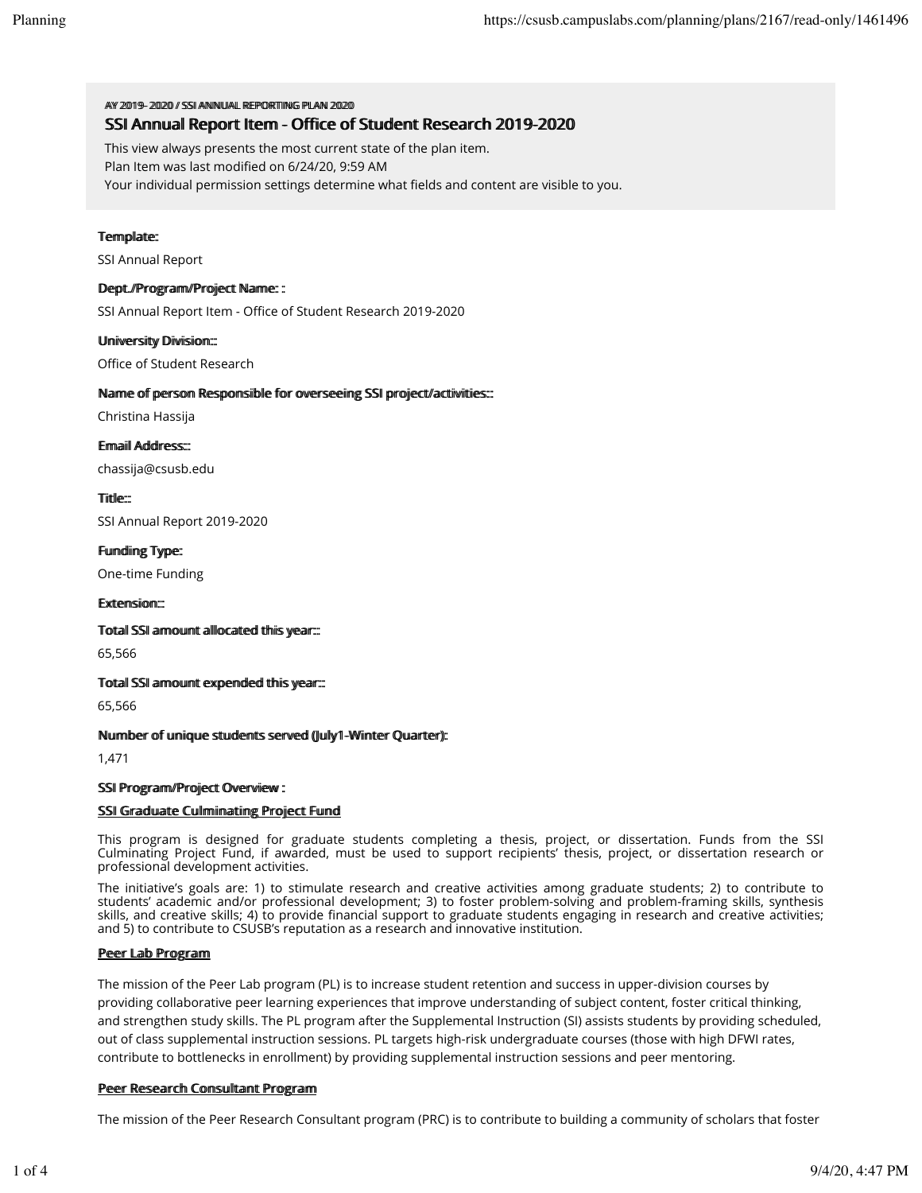AY 2019- 2020 / SSI ANNUAL REPORTING PLAN 2020

# SSI Annual Report Item - Office of Student Research 2019-2020

This view always presents the most current state of the plan item.
Plan Item was last modified on 6/24/20, 9:59 AM
Your individual permission settings determine what fields and content are visible to you.

**Template:**

SSI Annual Report

**Dept./Program/Project Name: :**

SSI Annual Report Item - Office of Student Research 2019-2020

**University Division:::**

Office of Student Research

**Name of person Responsible for overseeing SSI project/activities:::**

Christina Hassija

**Email Address:::**

chassija@csusb.edu

**Title:::**

SSI Annual Report 2019-2020

**Funding Type:**

One-time Funding

**Extension:::**

**Total SSI amount allocated this year:::**

65,566

**Total SSI amount expended this year:::**

65,566

**Number of unique students served (July1-Winter Quarter):**

1,471

**SSI Program/Project Overview :**

**SSI Graduate Culminating Project Fund**

This program is designed for graduate students completing a thesis, project, or dissertation. Funds from the SSI Culminating Project Fund, if awarded, must be used to support recipients' thesis, project, or dissertation research or professional development activities.

The initiative's goals are: 1) to stimulate research and creative activities among graduate students; 2) to contribute to students' academic and/or professional development; 3) to foster problem-solving and problem-framing skills, synthesis skills, and creative skills; 4) to provide financial support to graduate students engaging in research and creative activities; and 5) to contribute to CSUSB's reputation as a research and innovative institution.

**Peer Lab Program**

The mission of the Peer Lab program (PL) is to increase student retention and success in upper-division courses by providing collaborative peer learning experiences that improve understanding of subject content, foster critical thinking, and strengthen study skills. The PL program after the Supplemental Instruction (SI) assists students by providing scheduled, out of class supplemental instruction sessions. PL targets high-risk undergraduate courses (those with high DFWI rates, contribute to bottlenecks in enrollment) by providing supplemental instruction sessions and peer mentoring.

**Peer Research Consultant Program**

The mission of the Peer Research Consultant program (PRC) is to contribute to building a community of scholars that foster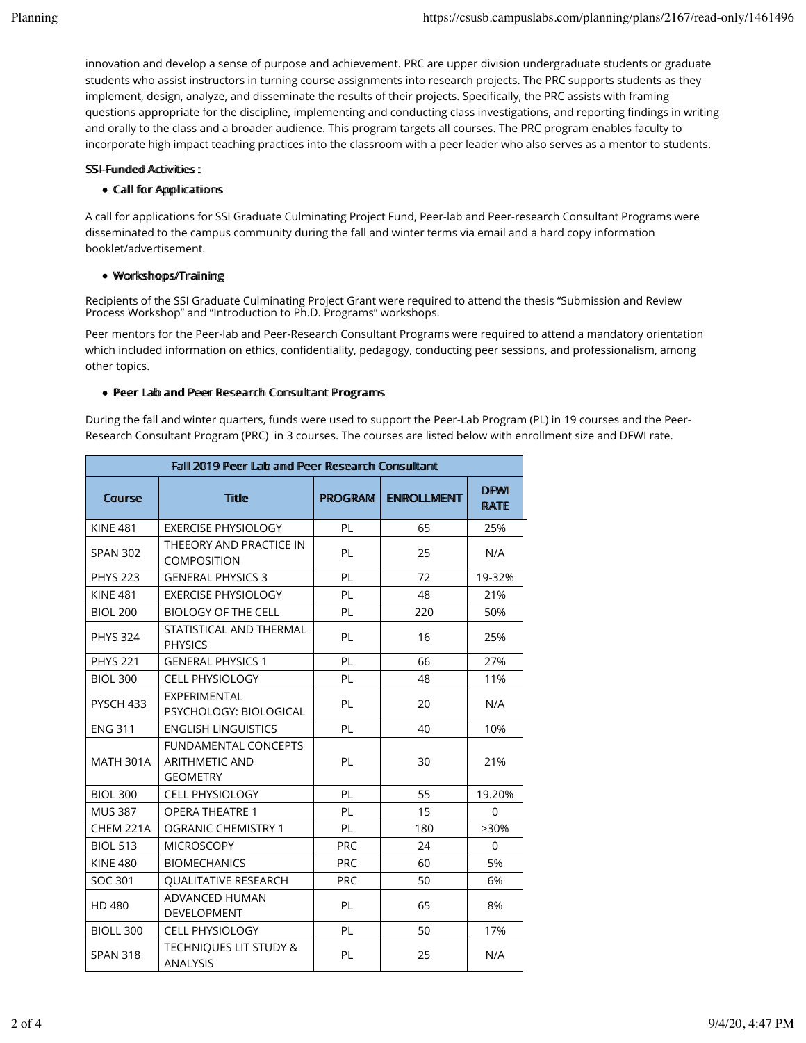innovation and develop a sense of purpose and achievement. PRC are upper division undergraduate students or graduate students who assist instructors in turning course assignments into research projects. The PRC supports students as they implement, design, analyze, and disseminate the results of their projects. Specifically, the PRC assists with framing questions appropriate for the discipline, implementing and conducting class investigations, and reporting findings in writing and orally to the class and a broader audience. This program targets all courses. The PRC program enables faculty to incorporate high impact teaching practices into the classroom with a peer leader who also serves as a mentor to students.

**SSI-Funded Activities :**

- **Call for Applications**

A call for applications for SSI Graduate Culminating Project Fund, Peer-lab and Peer-research Consultant Programs were disseminated to the campus community during the fall and winter terms via email and a hard copy information booklet/advertisement.

- **Workshops/Training**

Recipients of the SSI Graduate Culminating Project Grant were required to attend the thesis "Submission and Review Process Workshop" and "Introduction to Ph.D. Programs" workshops.

Peer mentors for the Peer-lab and Peer-Research Consultant Programs were required to attend a mandatory orientation which included information on ethics, confidentiality, pedagogy, conducting peer sessions, and professionalism, among other topics.

- **Peer Lab and Peer Research Consultant Programs**

During the fall and winter quarters, funds were used to support the Peer-Lab Program (PL) in 19 courses and the Peer-Research Consultant Program (PRC) in 3 courses. The courses are listed below with enrollment size and DFWI rate.

| Fall 2019 Peer Lab and Peer Research Consultant | | | | |
|---|---|---|---|---|
| **Course** | **Title** | **PROGRAM** | **ENROLLMENT** | **DFWI RATE** |
| KINE 481 | EXERCISE PHYSIOLOGY | PL | 65 | 25% |
| SPAN 302 | THEEORY AND PRACTICE IN COMPOSITION | PL | 25 | N/A |
| PHYS 223 | GENERAL PHYSICS 3 | PL | 72 | 19-32% |
| KINE 481 | EXERCISE PHYSIOLOGY | PL | 48 | 21% |
| BIOL 200 | BIOLOGY OF THE CELL | PL | 220 | 50% |
| PHYS 324 | STATISTICAL AND THERMAL PHYSICS | PL | 16 | 25% |
| PHYS 221 | GENERAL PHYSICS 1 | PL | 66 | 27% |
| BIOL 300 | CELL PHYSIOLOGY | PL | 48 | 11% |
| PYSCH 433 | EXPERIMENTAL PSYCHOLOGY: BIOLOGICAL | PL | 20 | N/A |
| ENG 311 | ENGLISH LINGUISTICS | PL | 40 | 10% |
| MATH 301A | FUNDAMENTAL CONCEPTS ARITHMETIC AND GEOMETRY | PL | 30 | 21% |
| BIOL 300 | CELL PHYSIOLOGY | PL | 55 | 19.20% |
| MUS 387 | OPERA THEATRE 1 | PL | 15 | 0 |
| CHEM 221A | OGRANIC CHEMISTRY 1 | PL | 180 | >30% |
| BIOL 513 | MICROSCOPY | PRC | 24 | 0 |
| KINE 480 | BIOMECHANICS | PRC | 60 | 5% |
| SOC 301 | QUALITATIVE RESEARCH | PRC | 50 | 6% |
| HD 480 | ADVANCED HUMAN DEVELOPMENT | PL | 65 | 8% |
| BIOLL 300 | CELL PHYSIOLOGY | PL | 50 | 17% |
| SPAN 318 | TECHNIQUES LIT STUDY & ANALYSIS | PL | 25 | N/A |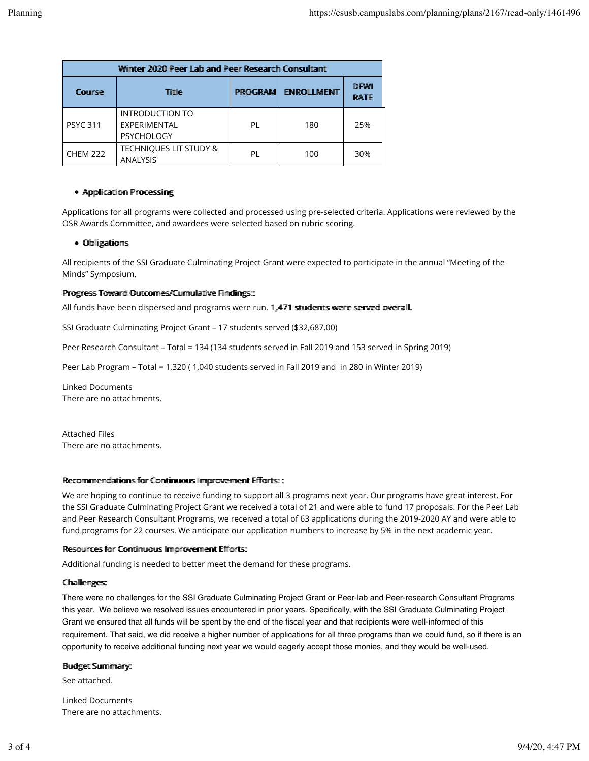| Winter 2020 Peer Lab and Peer Research Consultant | | | | |
|---|---|---|---|---|
| **Course** | **Title** | **PROGRAM** | **ENROLLMENT** | **DFWI RATE** |
| PSYC 311 | INTRODUCTION TO EXPERIMENTAL PSYCHOLOGY | PL | 180 | 25% |
| CHEM 222 | TECHNIQUES LIT STUDY & ANALYSIS | PL | 100 | 30% |

- **Application Processing**

Applications for all programs were collected and processed using pre-selected criteria. Applications were reviewed by the OSR Awards Committee, and awardees were selected based on rubric scoring.

- **Obligations**

All recipients of the SSI Graduate Culminating Project Grant were expected to participate in the annual "Meeting of the Minds" Symposium.

**Progress Toward Outcomes/Cumulative Findings::**

All funds have been dispersed and programs were run. **1,471 students were served overall.**

SSI Graduate Culminating Project Grant – 17 students served ($32,687.00)

Peer Research Consultant – Total = 134 (134 students served in Fall 2019 and 153 served in Spring 2019)

Peer Lab Program – Total = 1,320 ( 1,040 students served in Fall 2019 and in 280 in Winter 2019)

Linked Documents
There are no attachments.

Attached Files
There are no attachments.

**Recommendations for Continuous Improvement Efforts: :**

We are hoping to continue to receive funding to support all 3 programs next year. Our programs have great interest. For the SSI Graduate Culminating Project Grant we received a total of 21 and were able to fund 17 proposals. For the Peer Lab and Peer Research Consultant Programs, we received a total of 63 applications during the 2019-2020 AY and were able to fund programs for 22 courses. We anticipate our application numbers to increase by 5% in the next academic year.

**Resources for Continuous Improvement Efforts:**

Additional funding is needed to better meet the demand for these programs.

**Challenges:**

There were no challenges for the SSI Graduate Culminating Project Grant or Peer-lab and Peer-research Consultant Programs this year. We believe we resolved issues encountered in prior years. Specifically, with the SSI Graduate Culminating Project Grant we ensured that all funds will be spent by the end of the fiscal year and that recipients were well-informed of this requirement. That said, we did receive a higher number of applications for all three programs than we could fund, so if there is an opportunity to receive additional funding next year we would eagerly accept those monies, and they would be well-used.

**Budget Summary:**

See attached.

Linked Documents
There are no attachments.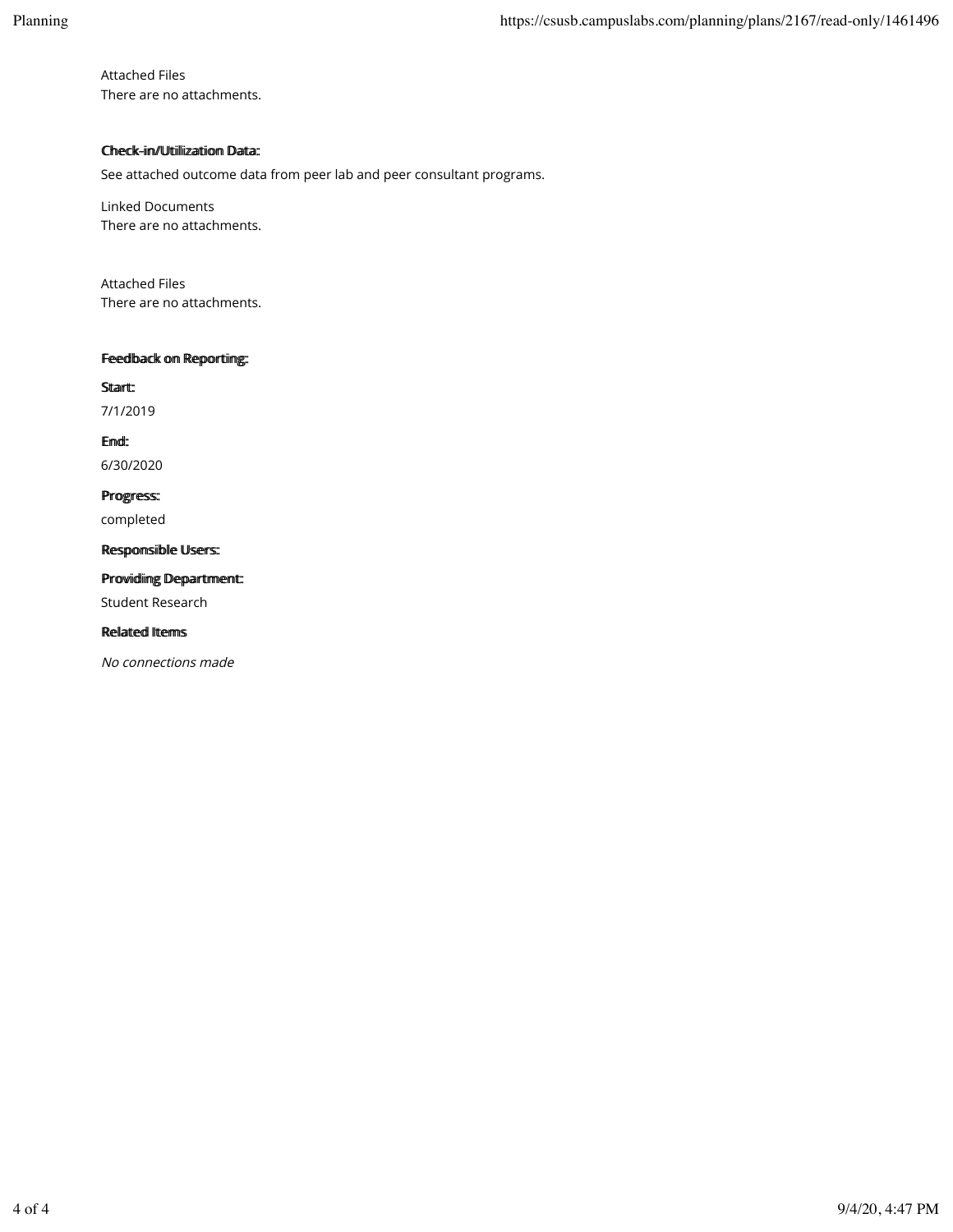Attached Files
There are no attachments.

**Check-in/Utilization Data:**

See attached outcome data from peer lab and peer consultant programs.

Linked Documents
There are no attachments.

Attached Files
There are no attachments.

**Feedback on Reporting:**

**Start:**

7/1/2019

**End:**

6/30/2020

**Progress:**

completed

**Responsible Users:**

**Providing Department:**

Student Research

**Related Items**

*No connections made*